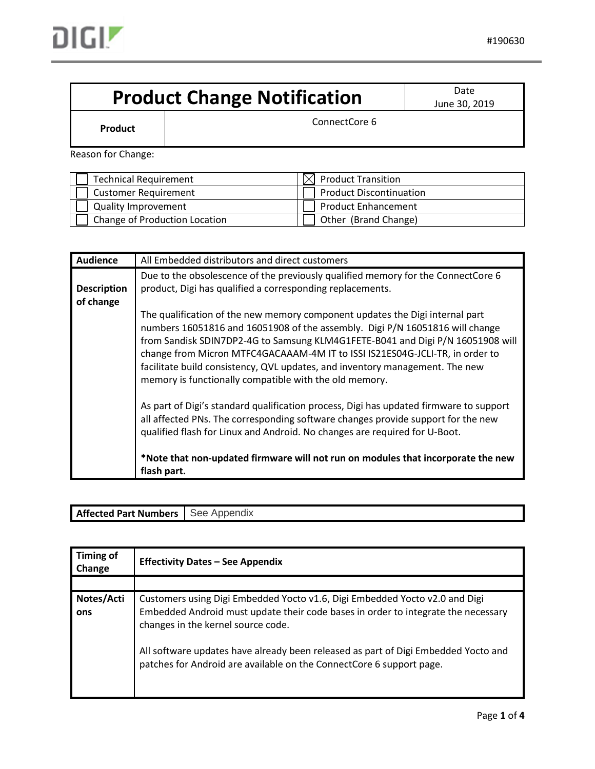#190630

| Product Change Notification | Date June 30, 2019 |
|---|---|
| **Product** | ConnectCore 6 |

Reason for Change:

| | |
|---|---|
| ☐ Technical Requirement | ☒ Product Transition |
| ☐ Customer Requirement | ☐ Product Discontinuation |
| ☐ Quality Improvement | ☐ Product Enhancement |
| ☐ Change of Production Location | ☐ Other (Brand Change) |

| | |
|---|---|
| **Audience** | All Embedded distributors and direct customers |
| **Description of change** | Due to the obsolescence of the previously qualified memory for the ConnectCore 6 product, Digi has qualified a corresponding replacements.<br><br>The qualification of the new memory component updates the Digi internal part numbers 16051816 and 16051908 of the assembly. Digi P/N 16051816 will change from Sandisk SDIN7DP2-4G to Samsung KLM4G1FETE-B041 and Digi P/N 16051908 will change from Micron MTFC4GACAAAM-4M IT to ISSI IS21ES04G-JCLI-TR, in order to facilitate build consistency, QVL updates, and inventory management. The new memory is functionally compatible with the old memory.<br><br>As part of Digi's standard qualification process, Digi has updated firmware to support all affected PNs. The corresponding software changes provide support for the new qualified flash for Linux and Android. No changes are required for U-Boot.<br><br>**\*Note that non-updated firmware will not run on modules that incorporate the new flash part.** |

| | |
|---|---|
| **Affected Part Numbers** | See Appendix |

| | |
|---|---|
| **Timing of Change** | **Effectivity Dates – See Appendix** |
| | |
| **Notes/Actions** | Customers using Digi Embedded Yocto v1.6, Digi Embedded Yocto v2.0 and Digi Embedded Android must update their code bases in order to integrate the necessary changes in the kernel source code.<br><br>All software updates have already been released as part of Digi Embedded Yocto and patches for Android are available on the ConnectCore 6 support page. |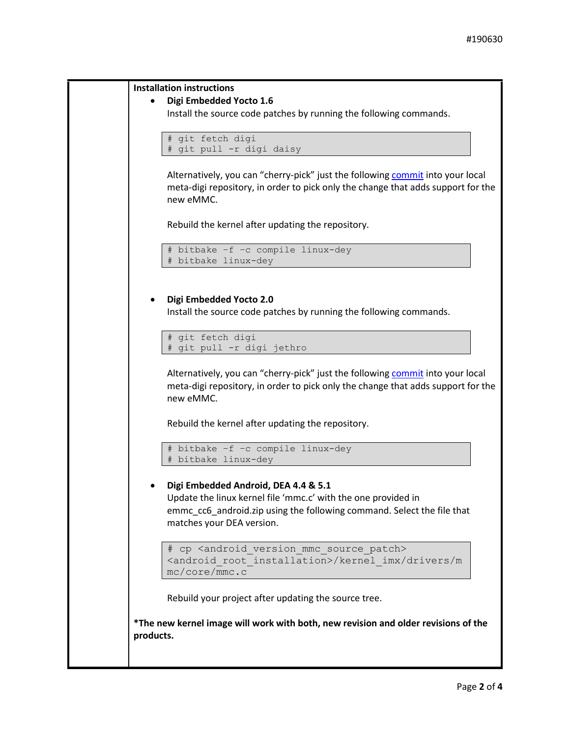**Installation instructions**

- **Digi Embedded Yocto 1.6**
  Install the source code patches by running the following commands.

  ```
  # git fetch digi
  # git pull -r digi daisy
  ```

  Alternatively, you can "cherry-pick" just the following commit into your local meta-digi repository, in order to pick only the change that adds support for the new eMMC.

  Rebuild the kernel after updating the repository.

  ```
  # bitbake -f -c compile linux-dey
  # bitbake linux-dey
  ```

- **Digi Embedded Yocto 2.0**
  Install the source code patches by running the following commands.

  ```
  # git fetch digi
  # git pull -r digi jethro
  ```

  Alternatively, you can "cherry-pick" just the following commit into your local meta-digi repository, in order to pick only the change that adds support for the new eMMC.

  Rebuild the kernel after updating the repository.

  ```
  # bitbake -f -c compile linux-dey
  # bitbake linux-dey
  ```

- **Digi Embedded Android, DEA 4.4 & 5.1**
  Update the linux kernel file 'mmc.c' with the one provided in emmc_cc6_android.zip using the following command. Select the file that matches your DEA version.

  ```
  # cp <android_version_mmc_source_patch>
  <android_root_installation>/kernel_imx/drivers/mmc/core/mmc.c
  ```

  Rebuild your project after updating the source tree.

***The new kernel image will work with both, new revision and older revisions of the products.**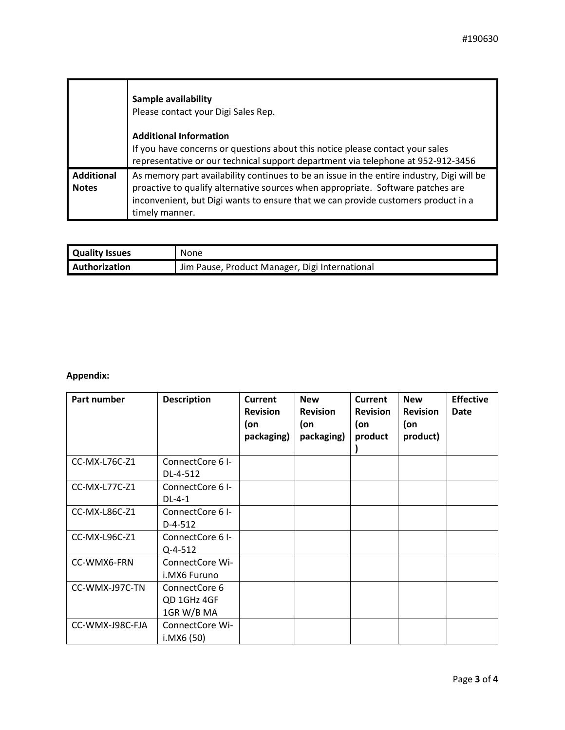| | |
|---|---|
| | **Sample availability**<br>Please contact your Digi Sales Rep.<br><br>**Additional Information**<br>If you have concerns or questions about this notice please contact your sales representative or our technical support department via telephone at 952-912-3456 |
| **Additional Notes** | As memory part availability continues to be an issue in the entire industry, Digi will be proactive to qualify alternative sources when appropriate. Software patches are inconvenient, but Digi wants to ensure that we can provide customers product in a timely manner. |

| | |
|---|---|
| **Quality Issues** | None |
| **Authorization** | Jim Pause, Product Manager, Digi International |

**Appendix:**

| Part number | Description | Current Revision (on packaging) | New Revision (on packaging) | Current Revision (on product) | New Revision (on product) | Effective Date |
|---|---|---|---|---|---|---|
| CC-MX-L76C-Z1 | ConnectCore 6 I-DL-4-512 | | | | | |
| CC-MX-L77C-Z1 | ConnectCore 6 I-DL-4-1 | | | | | |
| CC-MX-L86C-Z1 | ConnectCore 6 I-D-4-512 | | | | | |
| CC-MX-L96C-Z1 | ConnectCore 6 I-Q-4-512 | | | | | |
| CC-WMX6-FRN | ConnectCore Wi-i.MX6 Furuno | | | | | |
| CC-WMX-J97C-TN | ConnectCore 6 QD 1GHz 4GF 1GR W/B MA | | | | | |
| CC-WMX-J98C-FJA | ConnectCore Wi-i.MX6 (50) | | | | | |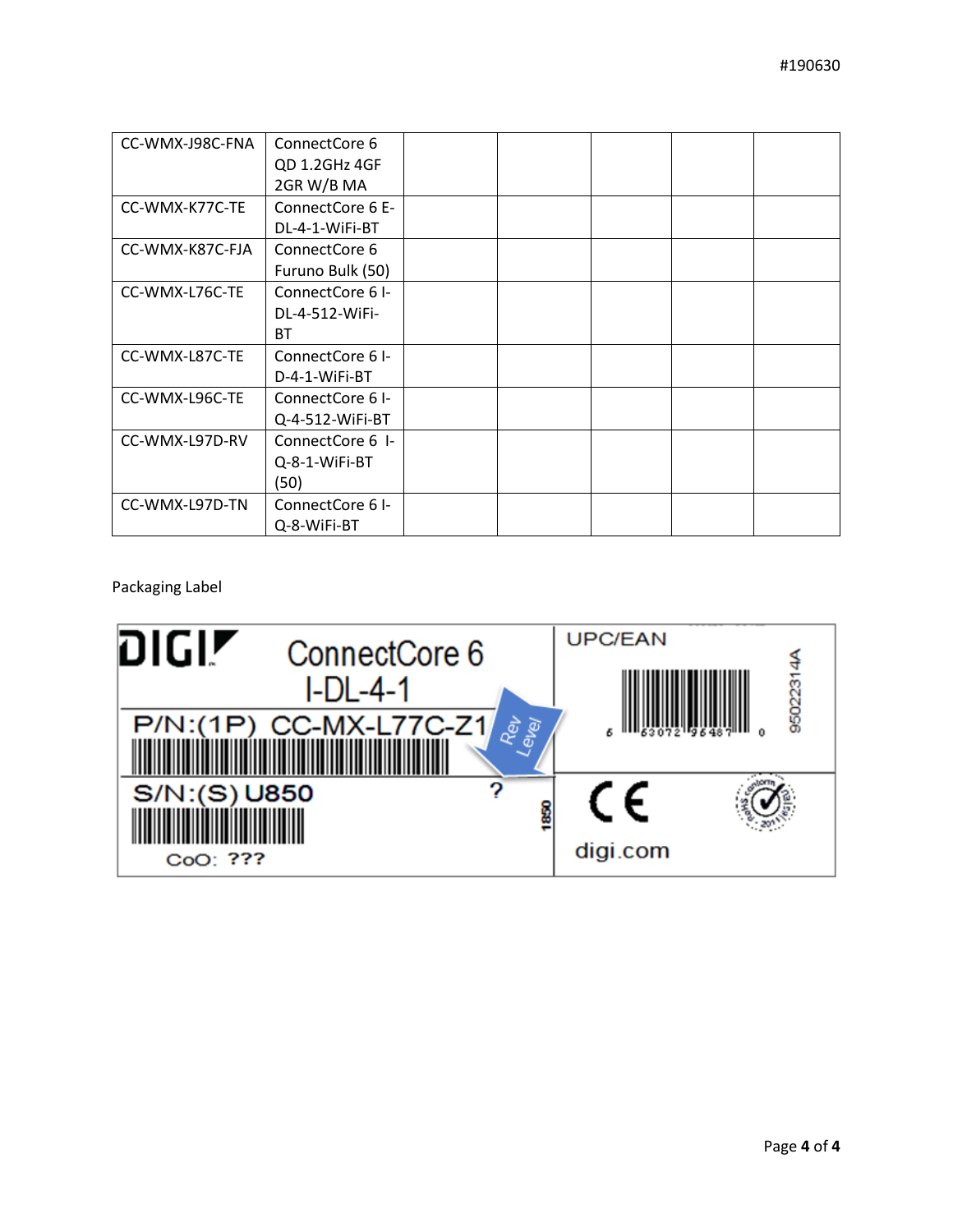| | | | | | | |
|---|---|---|---|---|---|---|
| CC-WMX-J98C-FNA | ConnectCore 6 QD 1.2GHz 4GF 2GR W/B MA | | | | | |
| CC-WMX-K77C-TE | ConnectCore 6 E-DL-4-1-WiFi-BT | | | | | |
| CC-WMX-K87C-FJA | ConnectCore 6 Furuno Bulk (50) | | | | | |
| CC-WMX-L76C-TE | ConnectCore 6 I-DL-4-512-WiFi-BT | | | | | |
| CC-WMX-L87C-TE | ConnectCore 6 I-D-4-1-WiFi-BT | | | | | |
| CC-WMX-L96C-TE | ConnectCore 6 I-Q-4-512-WiFi-BT | | | | | |
| CC-WMX-L97D-RV | ConnectCore 6 I-Q-8-1-WiFi-BT (50) | | | | | |
| CC-WMX-L97D-TN | ConnectCore 6 I-Q-8-WiFi-BT | | | | | |

Packaging Label

DIGI

ConnectCore 6
I-DL-4-1

P/N:(1P) CC-MX-L77C-Z1

Rev Level

?

S/N:(S) U850

1850

CoO: ???

UPC/EAN

6 63072 96487 0

95022314A

CE

digi.com